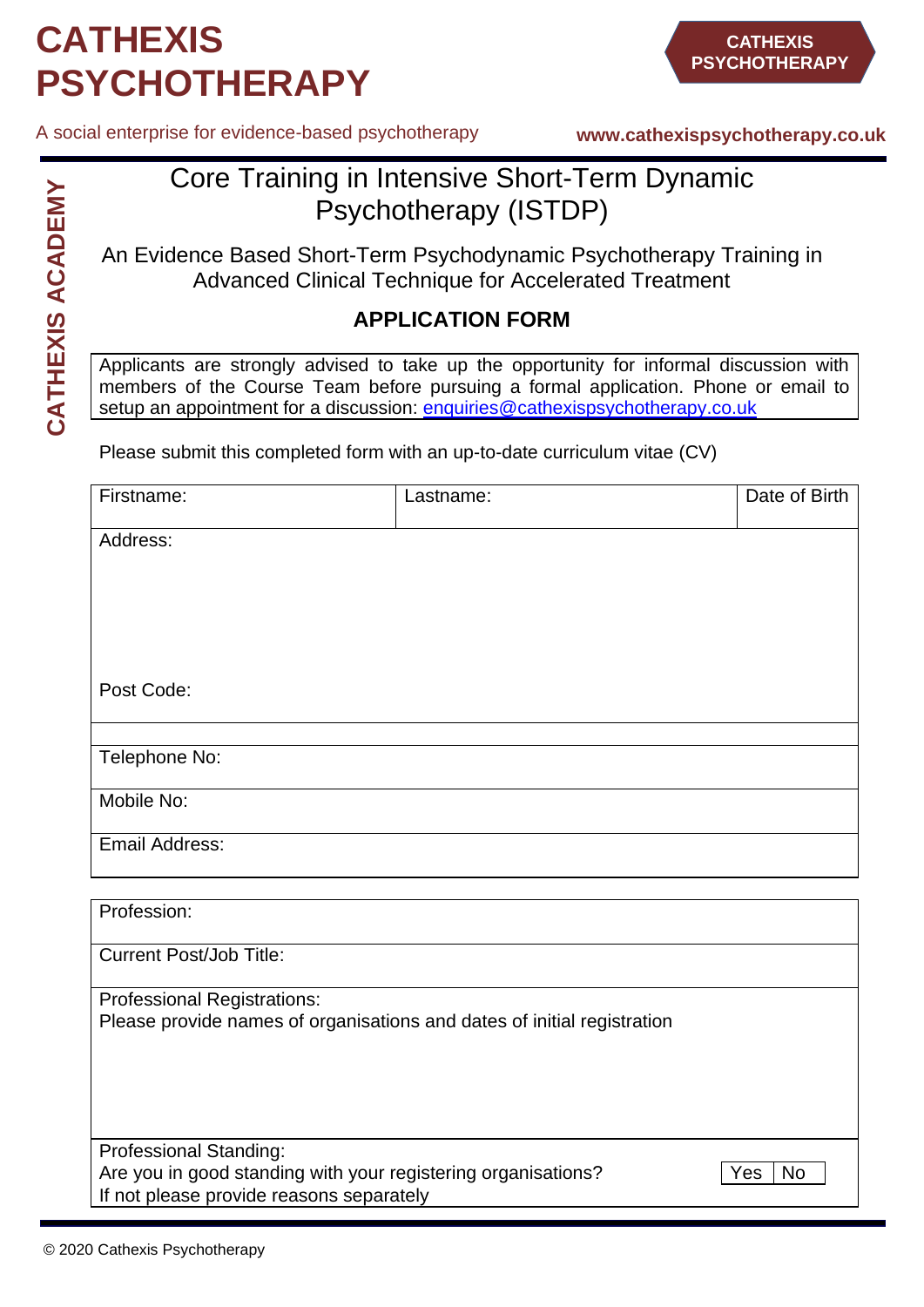# CATHEXIS PSYCHOTHERAPY

A social enterprise for evidence-based psychotherapy

**www.cathexispsychotherapy.co.uk**

**CATHEXIS ACADEMY**

## Core Training in Intensive Short-Term Dynamic Psychotherapy (ISTDP)

An Evidence Based Short-Term Psychodynamic Psychotherapy Training in Advanced Clinical Technique for Accelerated Treatment

### APPLICATION FORM

Applicants are strongly advised to take up the opportunity for informal discussion with members of the Course Team before pursuing a formal application. Phone or email to setup an appointment for a discussion: enquiries@cathexispsychotherapy.co.uk

Please submit this completed form with an up-to-date curriculum vitae (CV)

| Firstname: | Lastname: | Date of Birth |
|---|---|---|
| Address:<br><br><br><br>Post Code: | | |
| | | |
| Telephone No: | | |
| Mobile No: | | |
| Email Address: | | |

| Profession: | |
|---|---|
| Current Post/Job Title: | |
| Professional Registrations:<br>Please provide names of organisations and dates of initial registration | |
| Professional Standing:<br>Are you in good standing with your registering organisations?<br>If not please provide reasons separately | Yes / No |

© 2020 Cathexis Psychotherapy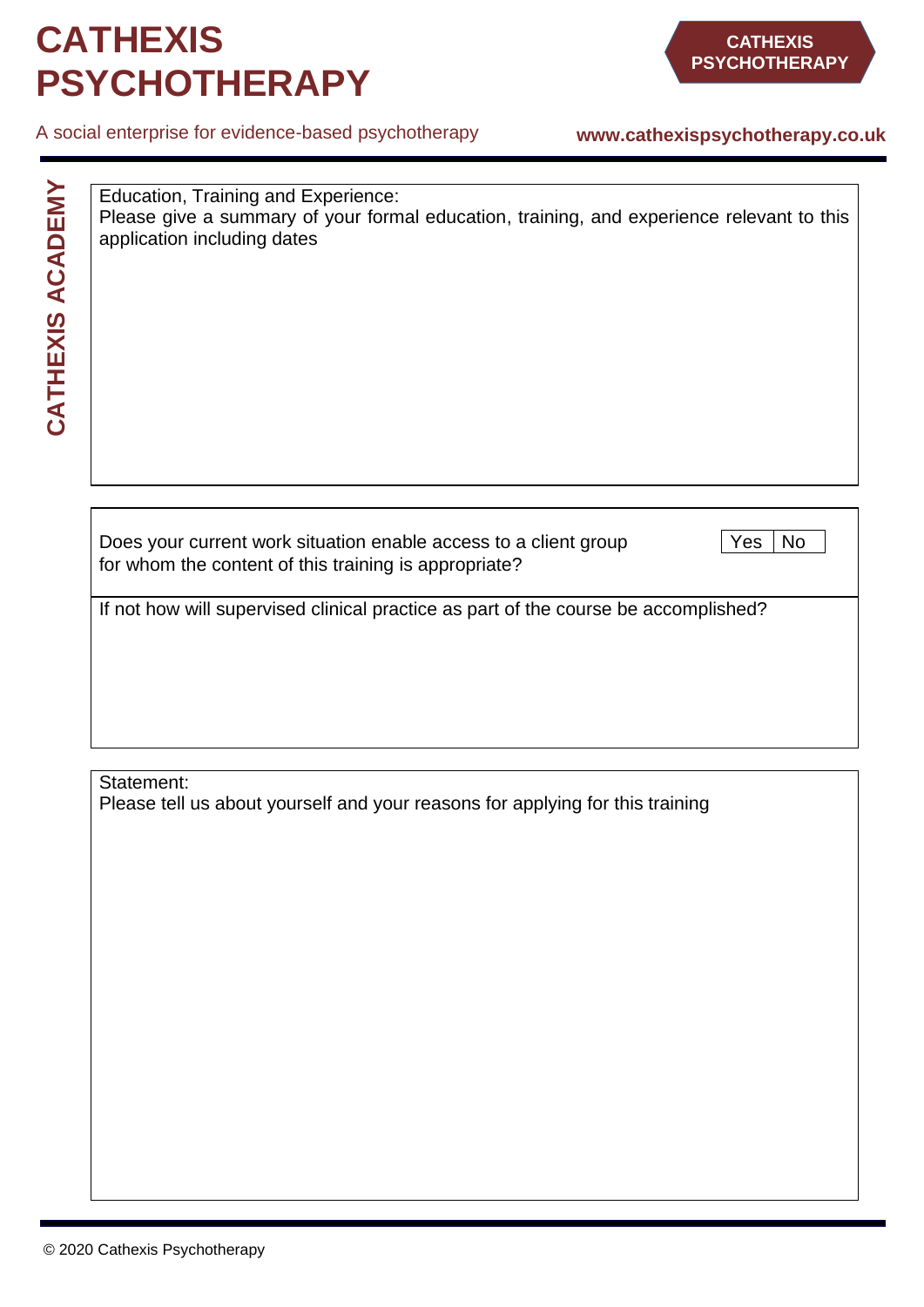Education, Training and Experience:
Please give a summary of your formal education, training, and experience relevant to this application including dates

Does your current work situation enable access to a client group for whom the content of this training is appropriate?

| Yes | No |
|---|---|

If not how will supervised clinical practice as part of the course be accomplished?

Statement:
Please tell us about yourself and your reasons for applying for this training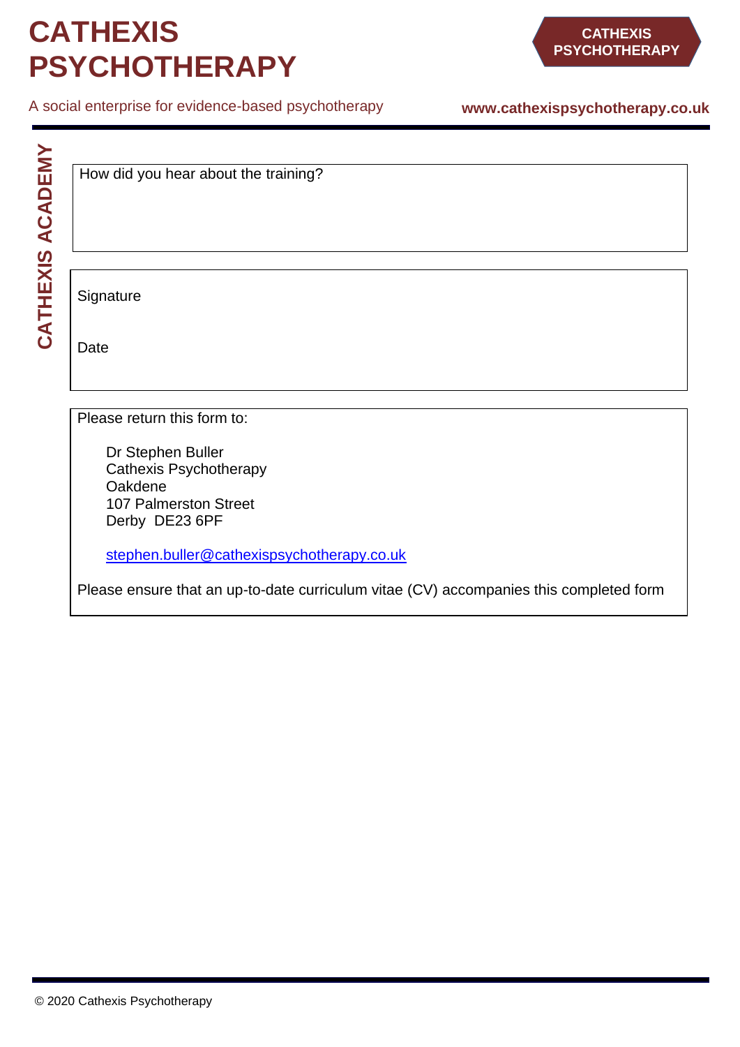How did you hear about the training?

Signature

Date

Please return this form to:

Dr Stephen Buller
Cathexis Psychotherapy
Oakdene
107 Palmerston Street
Derby DE23 6PF

stephen.buller@cathexispsychotherapy.co.uk

Please ensure that an up-to-date curriculum vitae (CV) accompanies this completed form